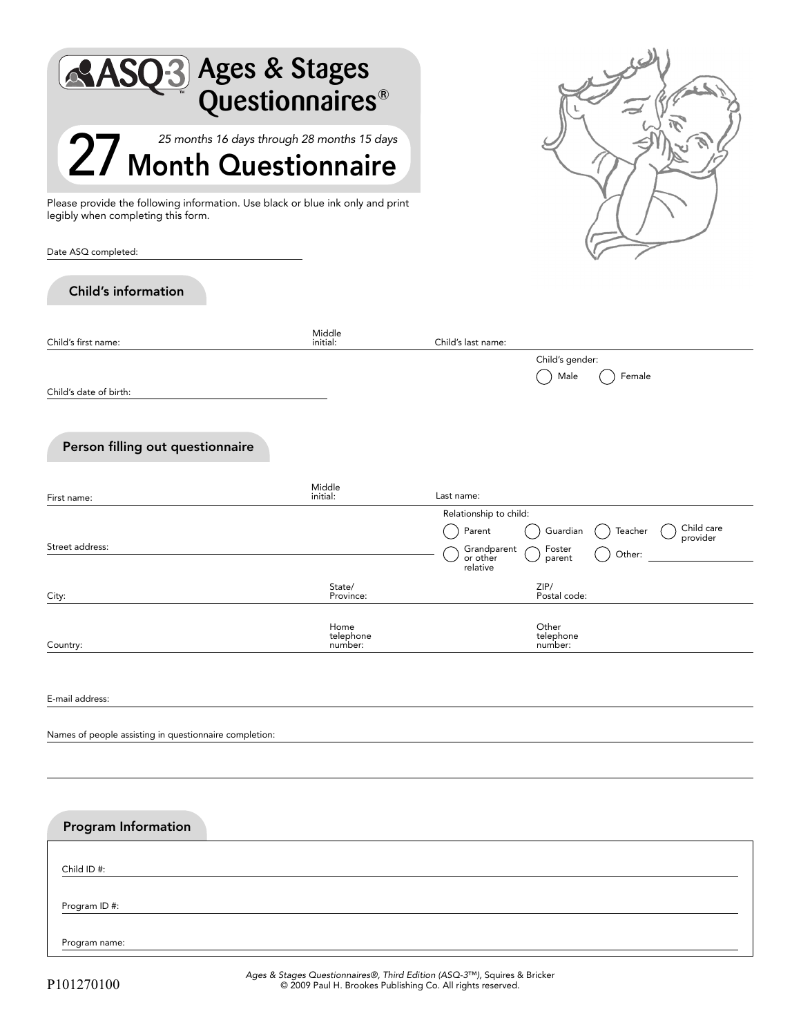# ASQ-3 Ages & Stages Questionnaires®

## 27 Month Questionnaire

*25 months 16 days through 28 months 15 days*

Please provide the following information. Use black or blue ink only and print legibly when completing this form.

Date ASQ completed: ______________________

### Child's information

Child's first name: ______________________ Middle initial: ______ Child's last name: ______________________

Child's date of birth: ______________________

Child's gender:
- ◯ Male
- ◯ Female

### Person filling out questionnaire

First name: ______________________ Middle initial: ______ Last name: ______________________

Street address: ______________________

Relationship to child:
- ◯ Parent
- ◯ Guardian
- ◯ Teacher
- ◯ Child care provider
- ◯ Grandparent or other relative
- ◯ Foster parent
- ◯ Other: ______________________

City: ______________________ State/Province: ______________________ ZIP/Postal code: ______________________

Country: ______________________ Home telephone number: ______________________ Other telephone number: ______________________

E-mail address: ______________________

Names of people assisting in questionnaire completion: ______________________

### Program Information

Child ID #: ______________________

Program ID #: ______________________

Program name: ______________________

P101270100

*Ages & Stages Questionnaires®, Third Edition (ASQ-3™)*, Squires & Bricker
© 2009 Paul H. Brookes Publishing Co. All rights reserved.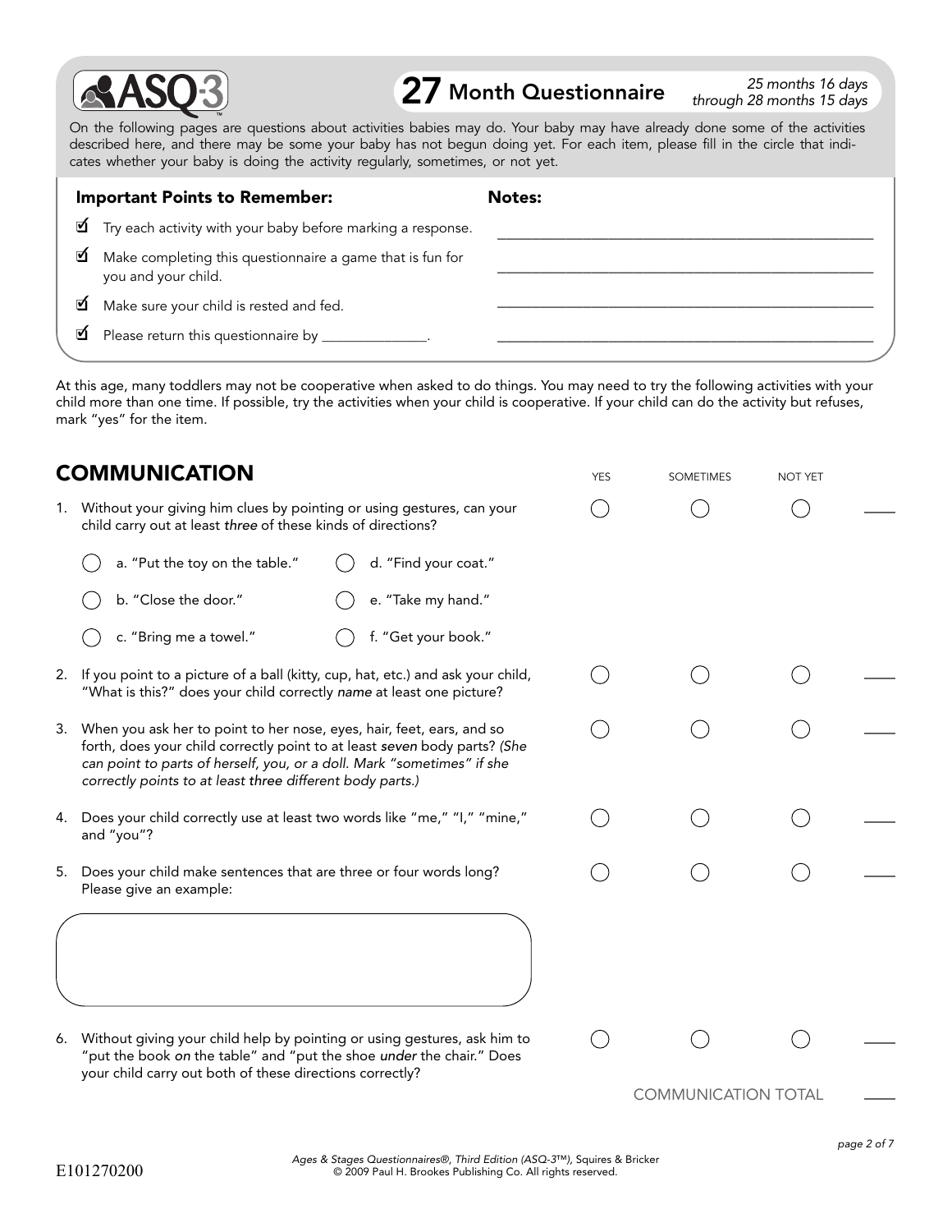# ASQ-3 27 Month Questionnaire

*25 months 16 days through 28 months 15 days*

On the following pages are questions about activities babies may do. Your baby may have already done some of the activities described here, and there may be some your baby has not begun doing yet. For each item, please fill in the circle that indicates whether your baby is doing the activity regularly, sometimes, or not yet.

**Important Points to Remember:**

- ☑ Try each activity with your baby before marking a response.
- ☑ Make completing this questionnaire a game that is fun for you and your child.
- ☑ Make sure your child is rested and fed.
- ☑ Please return this questionnaire by _______________.

**Notes:**

_______________________________________________

_______________________________________________

_______________________________________________

_______________________________________________

At this age, many toddlers may not be cooperative when asked to do things. You may need to try the following activities with your child more than one time. If possible, try the activities when your child is cooperative. If your child can do the activity but refuses, mark "yes" for the item.

## COMMUNICATION

| | YES | SOMETIMES | NOT YET | |
|---|---|---|---|---|
| 1. Without your giving him clues by pointing or using gestures, can your child carry out at least *three* of these kinds of directions?<br>○ a. "Put the toy on the table."<br>○ b. "Close the door."<br>○ c. "Bring me a towel."<br>○ d. "Find your coat."<br>○ e. "Take my hand."<br>○ f. "Get your book." | ○ | ○ | ○ | ___ |
| 2. If you point to a picture of a ball (kitty, cup, hat, etc.) and ask your child, "What is this?" does your child correctly *name* at least one picture? | ○ | ○ | ○ | ___ |
| 3. When you ask her to point to her nose, eyes, hair, feet, ears, and so forth, does your child correctly point to at least *seven* body parts? *(She can point to parts of herself, you, or a doll. Mark "sometimes" if she correctly points to at least three different body parts.)* | ○ | ○ | ○ | ___ |
| 4. Does your child correctly use at least two words like "me," "I," "mine," and "you"? | ○ | ○ | ○ | ___ |
| 5. Does your child make sentences that are three or four words long? Please give an example:<br><br>_______________________________ | ○ | ○ | ○ | ___ |
| 6. Without giving your child help by pointing or using gestures, ask him to "put the book *on* the table" and "put the shoe *under* the chair." Does your child carry out both of these directions correctly? | ○ | ○ | ○ | ___ |
| | | | COMMUNICATION TOTAL | ___ |

E101270200

*Ages & Stages Questionnaires®, Third Edition (ASQ-3™)*, Squires & Bricker
© 2009 Paul H. Brookes Publishing Co. All rights reserved.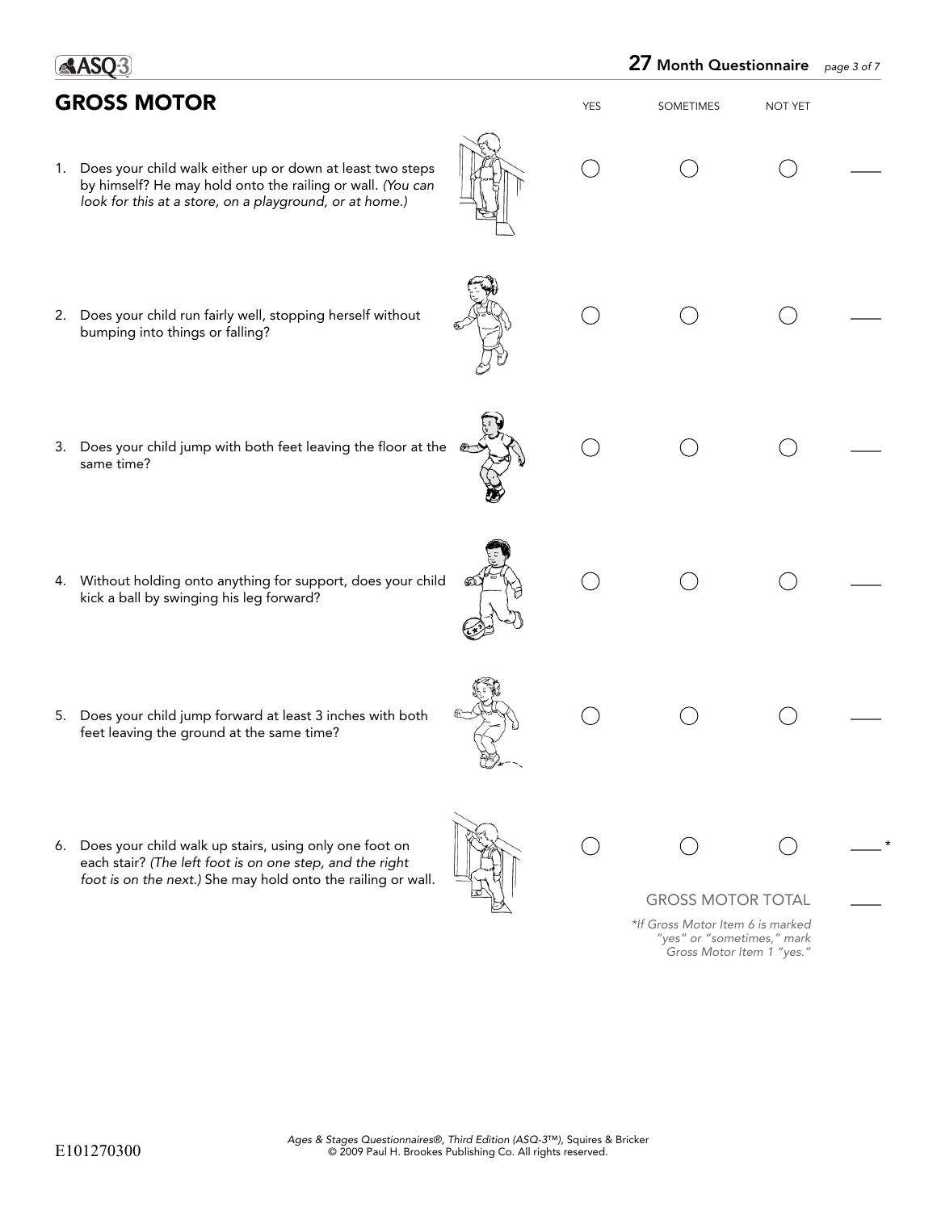## GROSS MOTOR

| | YES | SOMETIMES | NOT YET | |
|---|---|---|---|---|
| 1. Does your child walk either up or down at least two steps by himself? He may hold onto the railing or wall. *(You can look for this at a store, on a playground, or at home.)* | ○ | ○ | ○ | ___ |
| 2. Does your child run fairly well, stopping herself without bumping into things or falling? | ○ | ○ | ○ | ___ |
| 3. Does your child jump with both feet leaving the floor at the same time? | ○ | ○ | ○ | ___ |
| 4. Without holding onto anything for support, does your child kick a ball by swinging his leg forward? | ○ | ○ | ○ | ___ |
| 5. Does your child jump forward at least 3 inches with both feet leaving the ground at the same time? | ○ | ○ | ○ | ___ |
| 6. Does your child walk up stairs, using only one foot on each stair? *(The left foot is on one step, and the right foot is on the next.)* She may hold onto the railing or wall. | ○ | ○ | ○ | ___ * |

GROSS MOTOR TOTAL ___

*\*If Gross Motor Item 6 is marked "yes" or "sometimes," mark Gross Motor Item 1 "yes."*

E101270300

*Ages & Stages Questionnaires®, Third Edition (ASQ-3™)*, Squires & Bricker
© 2009 Paul H. Brookes Publishing Co. All rights reserved.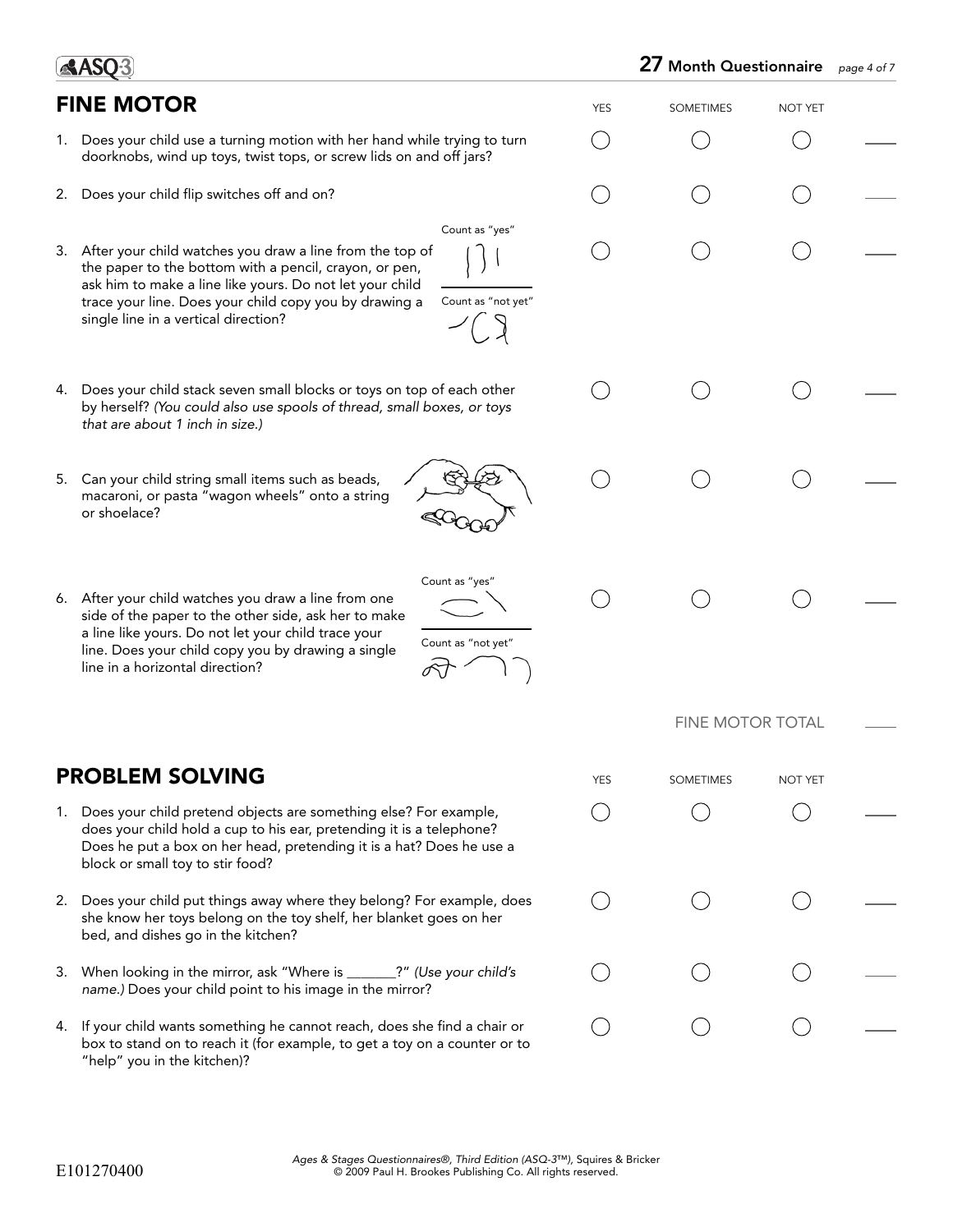# FINE MOTOR

| | YES | SOMETIMES | NOT YET | |
|---|---|---|---|---|
| 1. Does your child use a turning motion with her hand while trying to turn doorknobs, wind up toys, twist tops, or screw lids on and off jars? | ◯ | ◯ | ◯ | ___ |
| 2. Does your child flip switches off and on? | ◯ | ◯ | ◯ | ___ |
| 3. After your child watches you draw a line from the top of the paper to the bottom with a pencil, crayon, or pen, ask him to make a line like yours. Do not let your child trace your line. Does your child copy you by drawing a single line in a vertical direction? (Count as "yes" / Count as "not yet") | ◯ | ◯ | ◯ | ___ |
| 4. Does your child stack seven small blocks or toys on top of each other by herself? *(You could also use spools of thread, small boxes, or toys that are about 1 inch in size.)* | ◯ | ◯ | ◯ | ___ |
| 5. Can your child string small items such as beads, macaroni, or pasta "wagon wheels" onto a string or shoelace? | ◯ | ◯ | ◯ | ___ |
| 6. After your child watches you draw a line from one side of the paper to the other side, ask her to make a line like yours. Do not let your child trace your line. Does your child copy you by drawing a single line in a horizontal direction? (Count as "yes" / Count as "not yet") | ◯ | ◯ | ◯ | ___ |

FINE MOTOR TOTAL ___

# PROBLEM SOLVING

| | YES | SOMETIMES | NOT YET | |
|---|---|---|---|---|
| 1. Does your child pretend objects are something else? For example, does your child hold a cup to his ear, pretending it is a telephone? Does he put a box on her head, pretending it is a hat? Does he use a block or small toy to stir food? | ◯ | ◯ | ◯ | ___ |
| 2. Does your child put things away where they belong? For example, does she know her toys belong on the toy shelf, her blanket goes on her bed, and dishes go in the kitchen? | ◯ | ◯ | ◯ | ___ |
| 3. When looking in the mirror, ask "Where is _______?" *(Use your child's name.)* Does your child point to his image in the mirror? | ◯ | ◯ | ◯ | ___ |
| 4. If your child wants something he cannot reach, does she find a chair or box to stand on to reach it (for example, to get a toy on a counter or to "help" you in the kitchen)? | ◯ | ◯ | ◯ | ___ |

E101270400

*Ages & Stages Questionnaires®, Third Edition (ASQ-3™)*, Squires & Bricker
© 2009 Paul H. Brookes Publishing Co. All rights reserved.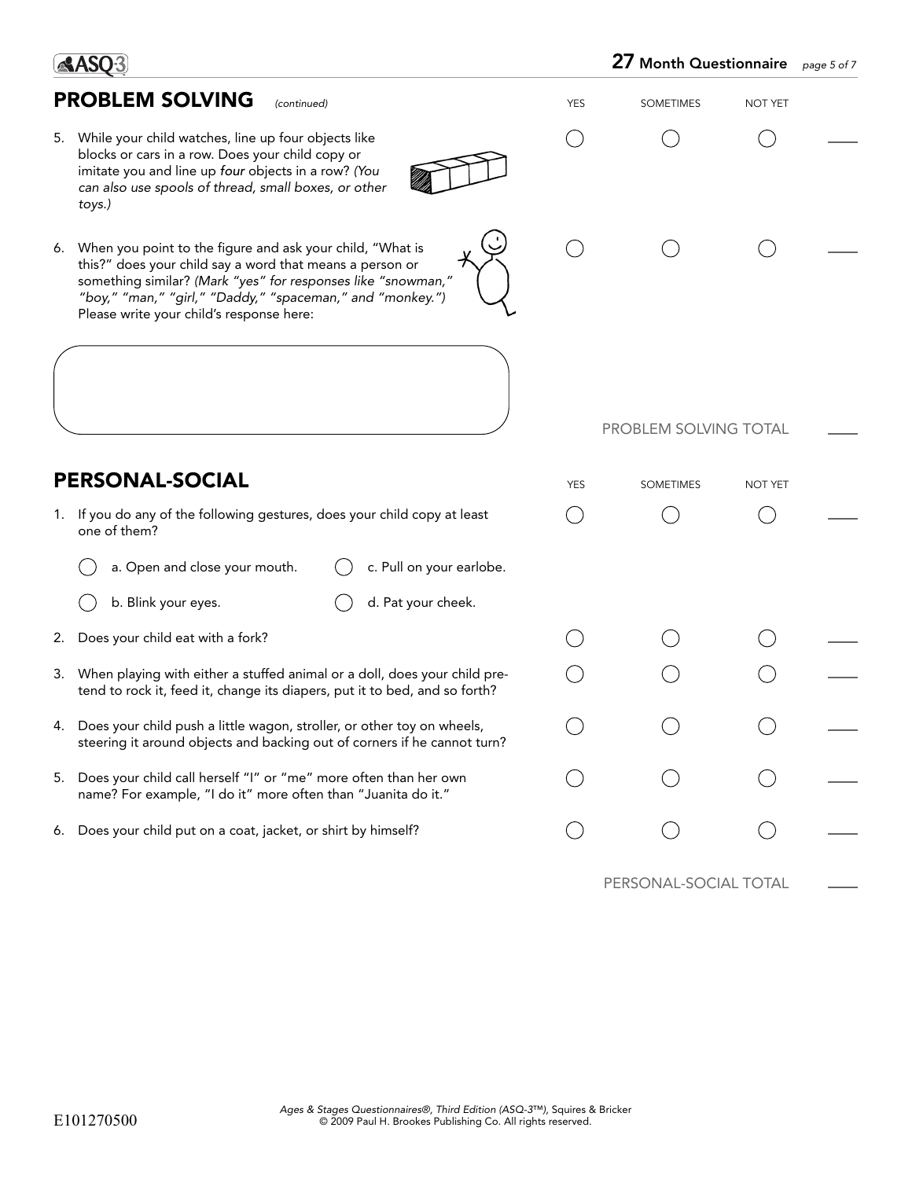## PROBLEM SOLVING *(continued)*

| | YES | SOMETIMES | NOT YET | |
|---|---|---|---|---|
| 5. While your child watches, line up four objects like blocks or cars in a row. Does your child copy or imitate you and line up *four* objects in a row? *(You can also use spools of thread, small boxes, or other toys.)* | ◯ | ◯ | ◯ | ____ |
| 6. When you point to the figure and ask your child, "What is this?" does your child say a word that means a person or something similar? *(Mark "yes" for responses like "snowman," "boy," "man," "girl," "Daddy," "spaceman," and "monkey.")* Please write your child's response here: | ◯ | ◯ | ◯ | ____ |

PROBLEM SOLVING TOTAL ____

## PERSONAL-SOCIAL

| | YES | SOMETIMES | NOT YET | |
|---|---|---|---|---|
| 1. If you do any of the following gestures, does your child copy at least one of them? ◯ a. Open and close your mouth. ◯ b. Blink your eyes. ◯ c. Pull on your earlobe. ◯ d. Pat your cheek. | ◯ | ◯ | ◯ | ____ |
| 2. Does your child eat with a fork? | ◯ | ◯ | ◯ | ____ |
| 3. When playing with either a stuffed animal or a doll, does your child pretend to rock it, feed it, change its diapers, put it to bed, and so forth? | ◯ | ◯ | ◯ | ____ |
| 4. Does your child push a little wagon, stroller, or other toy on wheels, steering it around objects and backing out of corners if he cannot turn? | ◯ | ◯ | ◯ | ____ |
| 5. Does your child call herself "I" or "me" more often than her own name? For example, "I do it" more often than "Juanita do it." | ◯ | ◯ | ◯ | ____ |
| 6. Does your child put on a coat, jacket, or shirt by himself? | ◯ | ◯ | ◯ | ____ |

PERSONAL-SOCIAL TOTAL ____

E101270500

*Ages & Stages Questionnaires®, Third Edition (ASQ-3™)*, Squires & Bricker
© 2009 Paul H. Brookes Publishing Co. All rights reserved.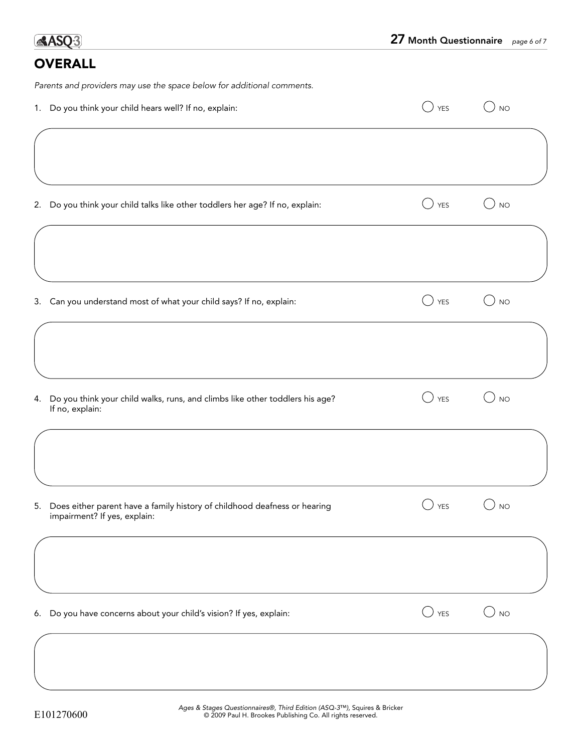## OVERALL

*Parents and providers may use the space below for additional comments.*

1. Do you think your child hears well? If no, explain: ○ YES ○ NO

2. Do you think your child talks like other toddlers her age? If no, explain: ○ YES ○ NO

3. Can you understand most of what your child says? If no, explain: ○ YES ○ NO

4. Do you think your child walks, runs, and climbs like other toddlers his age? If no, explain: ○ YES ○ NO

5. Does either parent have a family history of childhood deafness or hearing impairment? If yes, explain: ○ YES ○ NO

6. Do you have concerns about your child's vision? If yes, explain: ○ YES ○ NO

E101270600

*Ages & Stages Questionnaires®, Third Edition (ASQ-3™)*, Squires & Bricker
© 2009 Paul H. Brookes Publishing Co. All rights reserved.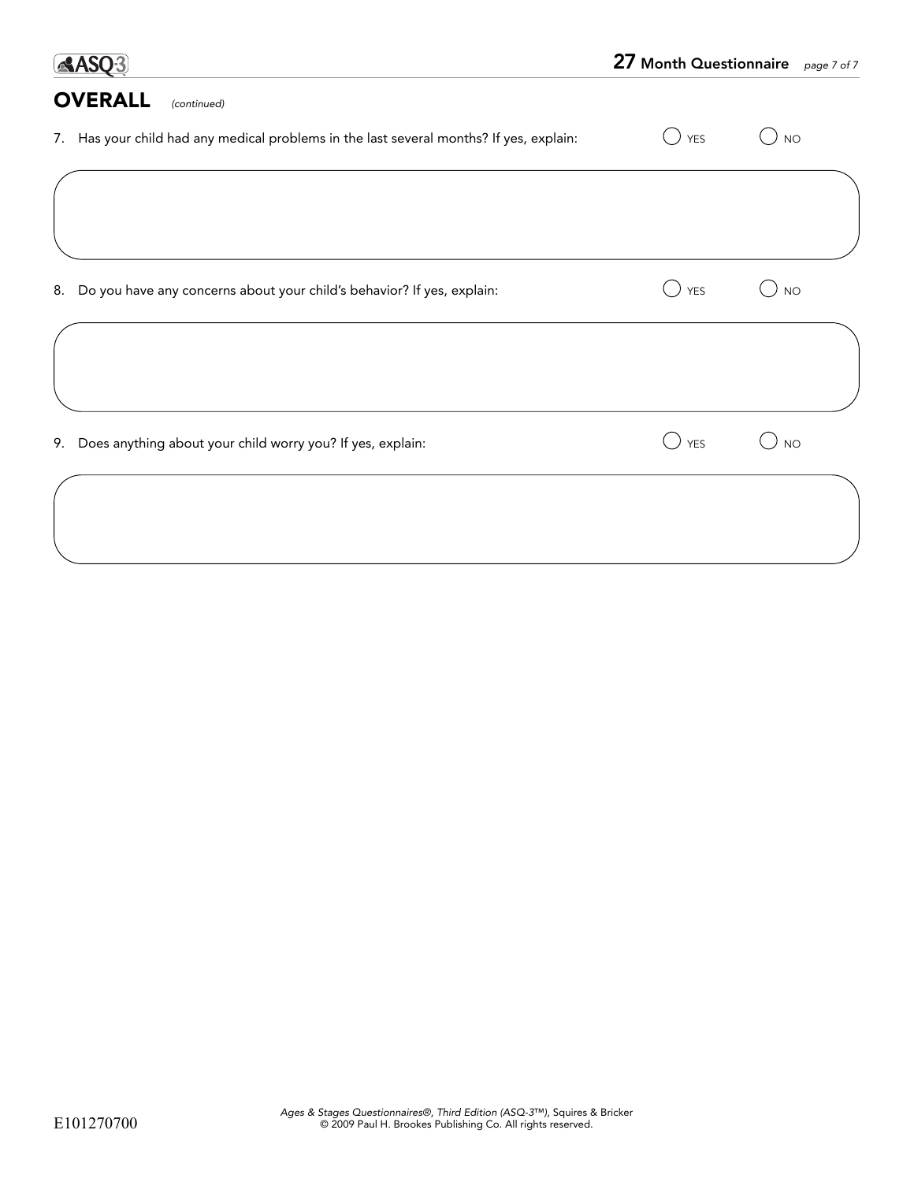## OVERALL *(continued)*

7. Has your child had any medical problems in the last several months? If yes, explain: ○ YES ○ NO

8. Do you have any concerns about your child's behavior? If yes, explain: ○ YES ○ NO

9. Does anything about your child worry you? If yes, explain: ○ YES ○ NO

E101270700

*Ages & Stages Questionnaires®, Third Edition (ASQ-3™)*, Squires & Bricker
© 2009 Paul H. Brookes Publishing Co. All rights reserved.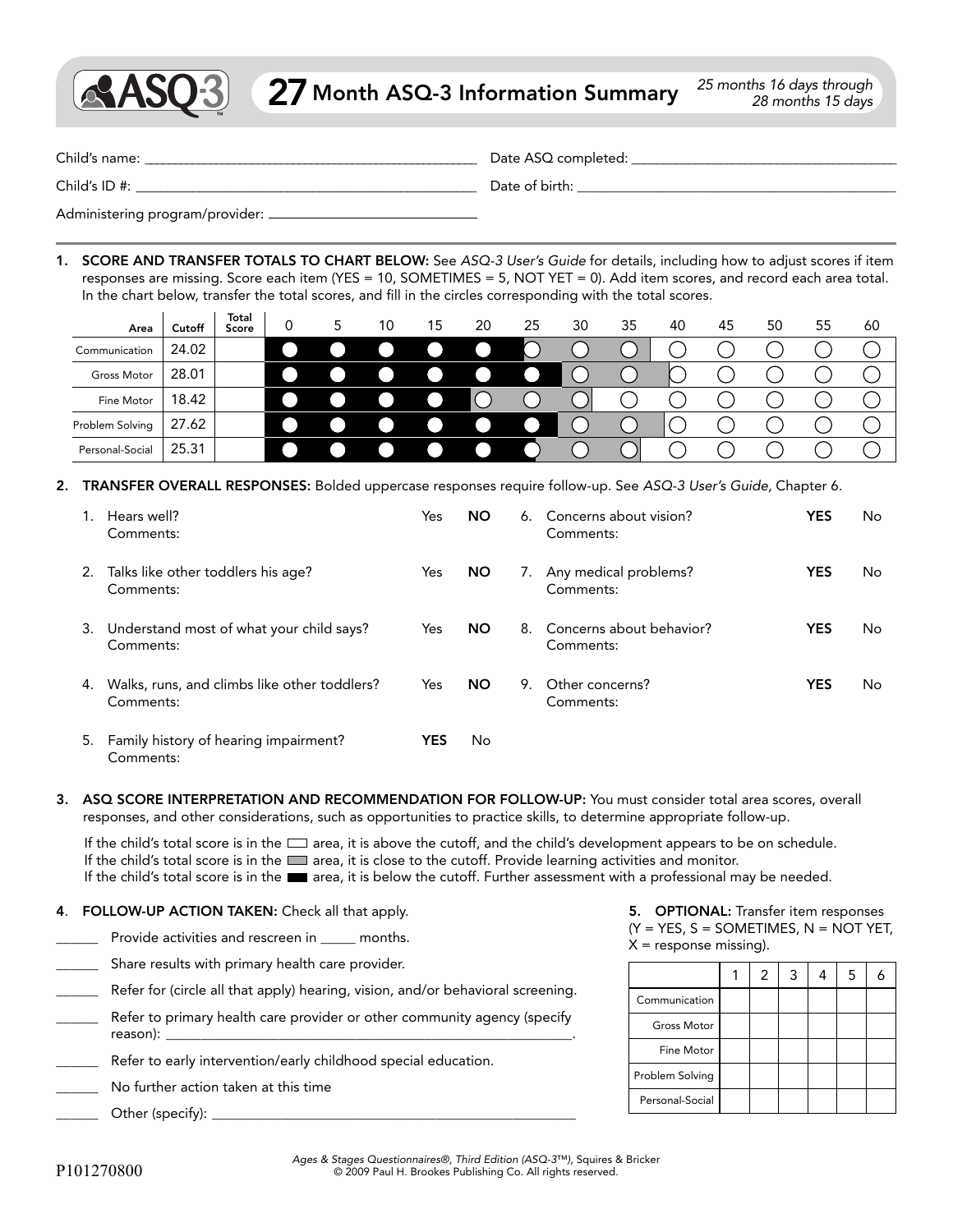# 27 Month ASQ-3 Information Summary

*25 months 16 days through 28 months 15 days*

Child's name: ______________________ Date ASQ completed: ______________________

Child's ID #: ______________________ Date of birth: ______________________

Administering program/provider: ______________________

**1. SCORE AND TRANSFER TOTALS TO CHART BELOW:** See *ASQ-3 User's Guide* for details, including how to adjust scores if item responses are missing. Score each item (YES = 10, SOMETIMES = 5, NOT YET = 0). Add item scores, and record each area total. In the chart below, transfer the total scores, and fill in the circles corresponding with the total scores.

| Area | Cutoff | Total Score | 0 | 5 | 10 | 15 | 20 | 25 | 30 | 35 | 40 | 45 | 50 | 55 | 60 |
|---|---|---|---|---|---|---|---|---|---|---|---|---|---|---|---|
| Communication | 24.02 | | | | | | | | | | | | | | |
| Gross Motor | 28.01 | | | | | | | | | | | | | | |
| Fine Motor | 18.42 | | | | | | | | | | | | | | |
| Problem Solving | 27.62 | | | | | | | | | | | | | | |
| Personal-Social | 25.31 | | | | | | | | | | | | | | |

**2. TRANSFER OVERALL RESPONSES:** Bolded uppercase responses require follow-up. See *ASQ-3 User's Guide*, Chapter 6.

1. Hears well? Yes **NO**
   Comments:
2. Talks like other toddlers his age? Yes **NO**
   Comments:
3. Understand most of what your child says? Yes **NO**
   Comments:
4. Walks, runs, and climbs like other toddlers? Yes **NO**
   Comments:
5. Family history of hearing impairment? **YES** No
   Comments:
6. Concerns about vision? **YES** No
   Comments:
7. Any medical problems? **YES** No
   Comments:
8. Concerns about behavior? **YES** No
   Comments:
9. Other concerns? **YES** No
   Comments:

**3. ASQ SCORE INTERPRETATION AND RECOMMENDATION FOR FOLLOW-UP:** You must consider total area scores, overall responses, and other considerations, such as opportunities to practice skills, to determine appropriate follow-up.

If the child's total score is in the ☐ (white) area, it is above the cutoff, and the child's development appears to be on schedule.
If the child's total score is in the (gray) area, it is close to the cutoff. Provide learning activities and monitor.
If the child's total score is in the ■ (black) area, it is below the cutoff. Further assessment with a professional may be needed.

**4. FOLLOW-UP ACTION TAKEN:** Check all that apply.

______ Provide activities and rescreen in _____ months.

______ Share results with primary health care provider.

______ Refer for (circle all that apply) hearing, vision, and/or behavioral screening.

______ Refer to primary health care provider or other community agency (specify reason): ______________________.

______ Refer to early intervention/early childhood special education.

______ No further action taken at this time

______ Other (specify): ______________________

**5. OPTIONAL:** Transfer item responses (Y = YES, S = SOMETIMES, N = NOT YET, X = response missing).

| | 1 | 2 | 3 | 4 | 5 | 6 |
|---|---|---|---|---|---|---|
| Communication | | | | | | |
| Gross Motor | | | | | | |
| Fine Motor | | | | | | |
| Problem Solving | | | | | | |
| Personal-Social | | | | | | |

P101270800

*Ages & Stages Questionnaires®, Third Edition (ASQ-3™)*, Squires & Bricker
© 2009 Paul H. Brookes Publishing Co. All rights reserved.